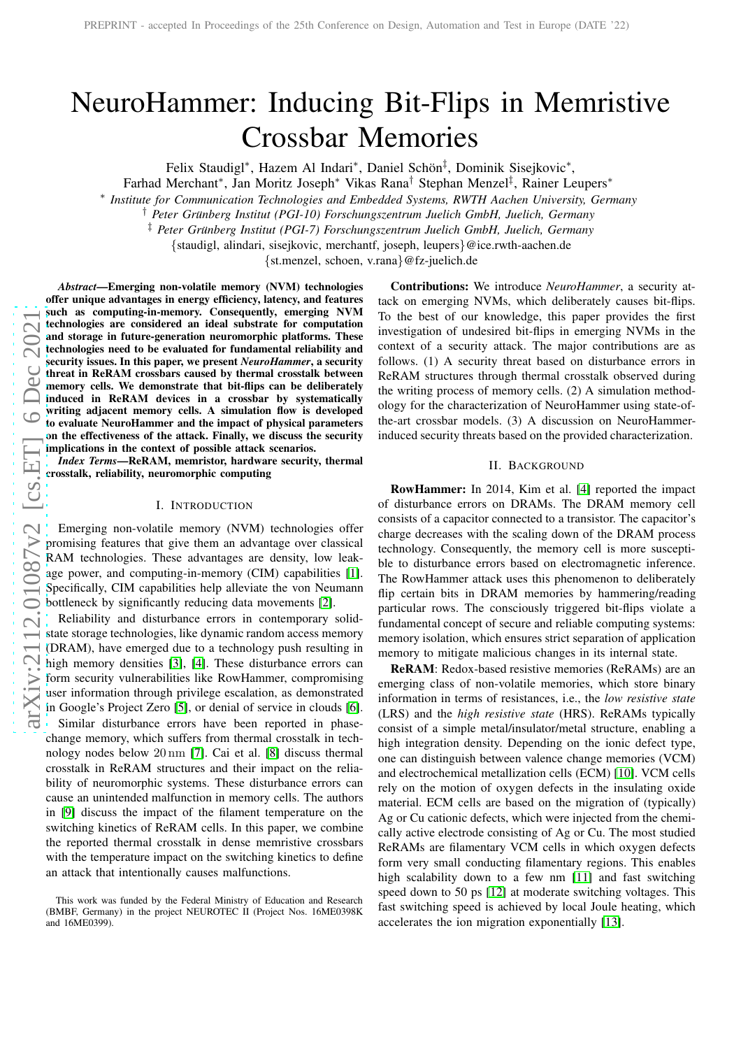# NeuroHammer: Inducing Bit-Flips in Memristive Crossbar Memories

Felix Staudigl*, Hazem Al Indari*, Daniel Schön‡, Dominik Sisejkovic*, Farhad Merchant*, Jan Moritz Joseph* Vikas Rana† Stephan Menzel‡, Rainer Leupers*

* *Institute for Communication Technologies and Embedded Systems, RWTH Aachen University, Germany*

† *Peter Grünberg Institut (PGI-10) Forschungszentrum Juelich GmbH, Juelich, Germany*

‡ *Peter Grünberg Institut (PGI-7) Forschungszentrum Juelich GmbH, Juelich, Germany*

{staudigl, alindari, sisejkovic, merchantf, joseph, leupers}@ice.rwth-aachen.de

{st.menzel, schoen, v.rana}@fz-juelich.de

***Abstract*—Emerging non-volatile memory (NVM) technologies offer unique advantages in energy efficiency, latency, and features such as computing-in-memory. Consequently, emerging NVM technologies are considered an ideal substrate for computation and storage in future-generation neuromorphic platforms. These technologies need to be evaluated for fundamental reliability and security issues. In this paper, we present *NeuroHammer*, a security threat in ReRAM crossbars caused by thermal crosstalk between memory cells. We demonstrate that bit-flips can be deliberately induced in ReRAM devices in a crossbar by systematically writing adjacent memory cells. A simulation flow is developed to evaluate NeuroHammer and the impact of physical parameters on the effectiveness of the attack. Finally, we discuss the security implications in the context of possible attack scenarios.**

***Index Terms*—ReRAM, memristor, hardware security, thermal crosstalk, reliability, neuromorphic computing**

## I. Introduction

Emerging non-volatile memory (NVM) technologies offer promising features that give them an advantage over classical RAM technologies. These advantages are density, low leakage power, and computing-in-memory (CIM) capabilities [1]. Specifically, CIM capabilities help alleviate the von Neumann bottleneck by significantly reducing data movements [2].

Reliability and disturbance errors in contemporary solid-state storage technologies, like dynamic random access memory (DRAM), have emerged due to a technology push resulting in high memory densities [3], [4]. These disturbance errors can form security vulnerabilities like RowHammer, compromising user information through privilege escalation, as demonstrated in Google's Project Zero [5], or denial of service in clouds [6].

Similar disturbance errors have been reported in phase-change memory, which suffers from thermal crosstalk in technology nodes below 20 nm [7]. Cai et al. [8] discuss thermal crosstalk in ReRAM structures and their impact on the reliability of neuromorphic systems. These disturbance errors can cause an unintended malfunction in memory cells. The authors in [9] discuss the impact of the filament temperature on the switching kinetics of ReRAM cells. In this paper, we combine the reported thermal crosstalk in dense memristive crossbars with the temperature impact on the switching kinetics to define an attack that intentionally causes malfunctions.

This work was funded by the Federal Ministry of Education and Research (BMBF, Germany) in the project NEUROTEC II (Project Nos. 16ME0398K and 16ME0399).

**Contributions:** We introduce *NeuroHammer*, a security attack on emerging NVMs, which deliberately causes bit-flips. To the best of our knowledge, this paper provides the first investigation of undesired bit-flips in emerging NVMs in the context of a security attack. The major contributions are as follows. (1) A security threat based on disturbance errors in ReRAM structures through thermal crosstalk observed during the writing process of memory cells. (2) A simulation methodology for the characterization of NeuroHammer using state-of-the-art crossbar models. (3) A discussion on NeuroHammer-induced security threats based on the provided characterization.

## II. Background

**RowHammer:** In 2014, Kim et al. [4] reported the impact of disturbance errors on DRAMs. The DRAM memory cell consists of a capacitor connected to a transistor. The capacitor's charge decreases with the scaling down of the DRAM process technology. Consequently, the memory cell is more susceptible to disturbance errors based on electromagnetic inference. The RowHammer attack uses this phenomenon to deliberately flip certain bits in DRAM memories by hammering/reading particular rows. The consciously triggered bit-flips violate a fundamental concept of secure and reliable computing systems: memory isolation, which ensures strict separation of application memory to mitigate malicious changes in its internal state.

**ReRAM**: Redox-based resistive memories (ReRAMs) are an emerging class of non-volatile memories, which store binary information in terms of resistances, i.e., the *low resistive state* (LRS) and the *high resistive state* (HRS). ReRAMs typically consist of a simple metal/insulator/metal structure, enabling a high integration density. Depending on the ionic defect type, one can distinguish between valence change memories (VCM) and electrochemical metallization cells (ECM) [10]. VCM cells rely on the motion of oxygen defects in the insulating oxide material. ECM cells are based on the migration of (typically) Ag or Cu cationic defects, which were injected from the chemically active electrode consisting of Ag or Cu. The most studied ReRAMs are filamentary VCM cells in which oxygen defects form very small conducting filamentary regions. This enables high scalability down to a few nm [11] and fast switching speed down to 50 ps [12] at moderate switching voltages. This fast switching speed is achieved by local Joule heating, which accelerates the ion migration exponentially [13].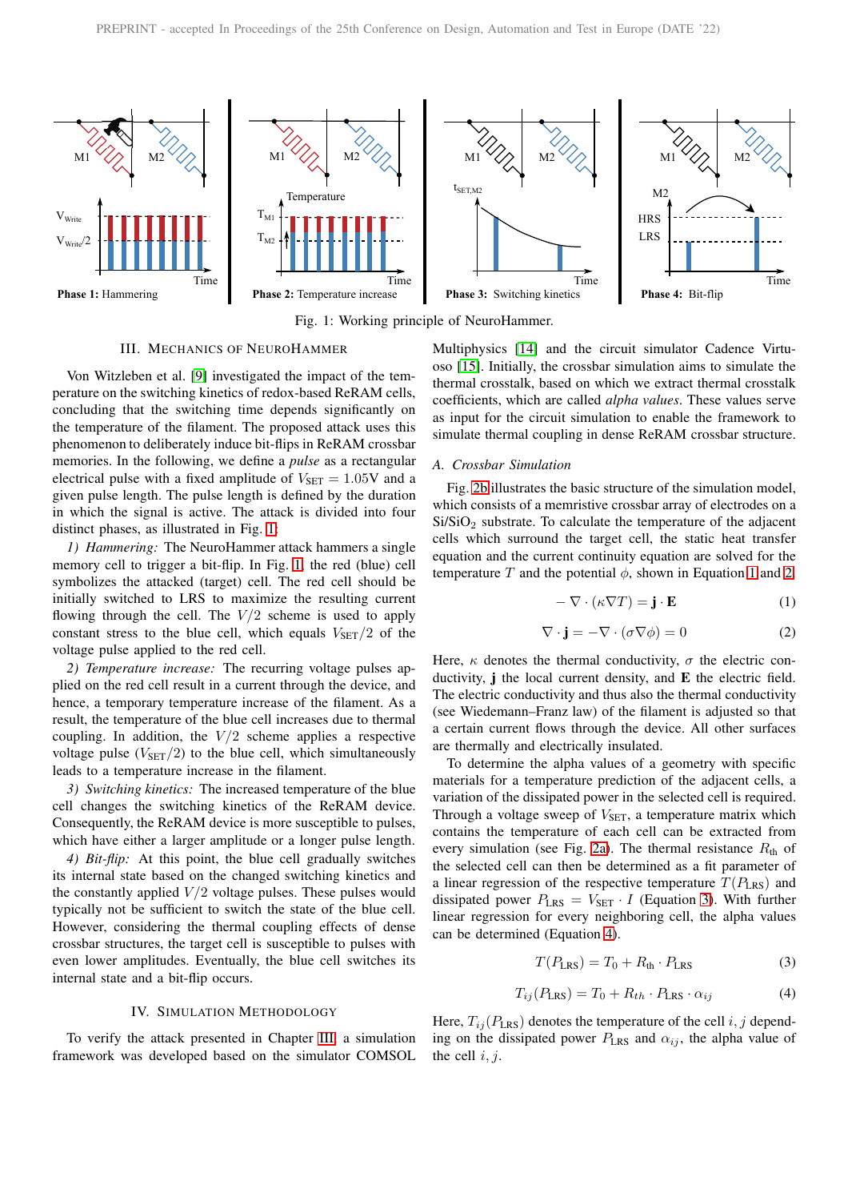Fig. 1: Working principle of NeuroHammer.

## III. Mechanics of NeuroHammer

Von Witzleben et al. [9] investigated the impact of the temperature on the switching kinetics of redox-based ReRAM cells, concluding that the switching time depends significantly on the temperature of the filament. The proposed attack uses this phenomenon to deliberately induce bit-flips in ReRAM crossbar memories. In the following, we define a *pulse* as a rectangular electrical pulse with a fixed amplitude of $V_{\text{SET}} = 1.05$V and a given pulse length. The pulse length is defined by the duration in which the signal is active. The attack is divided into four distinct phases, as illustrated in Fig. 1:

*1) Hammering:* The NeuroHammer attack hammers a single memory cell to trigger a bit-flip. In Fig. 1, the red (blue) cell symbolizes the attacked (target) cell. The red cell should be initially switched to LRS to maximize the resulting current flowing through the cell. The $V/2$ scheme is used to apply constant stress to the blue cell, which equals $V_{\text{SET}}/2$ of the voltage pulse applied to the red cell.

*2) Temperature increase:* The recurring voltage pulses applied on the red cell result in a current through the device, and hence, a temporary temperature increase of the filament. As a result, the temperature of the blue cell increases due to thermal coupling. In addition, the $V/2$ scheme applies a respective voltage pulse ($V_{\text{SET}}/2$) to the blue cell, which simultaneously leads to a temperature increase in the filament.

*3) Switching kinetics:* The increased temperature of the blue cell changes the switching kinetics of the ReRAM device. Consequently, the ReRAM device is more susceptible to pulses, which have either a larger amplitude or a longer pulse length.

*4) Bit-flip:* At this point, the blue cell gradually switches its internal state based on the changed switching kinetics and the constantly applied $V/2$ voltage pulses. These pulses would typically not be sufficient to switch the state of the blue cell. However, considering the thermal coupling effects of dense crossbar structures, the target cell is susceptible to pulses with even lower amplitudes. Eventually, the blue cell switches its internal state and a bit-flip occurs.

## IV. Simulation Methodology

To verify the attack presented in Chapter III, a simulation framework was developed based on the simulator COMSOL Multiphysics [14] and the circuit simulator Cadence Virtuoso [15]. Initially, the crossbar simulation aims to simulate the thermal crosstalk, based on which we extract thermal crosstalk coefficients, which are called *alpha values*. These values serve as input for the circuit simulation to enable the framework to simulate thermal coupling in dense ReRAM crossbar structure.

### A. Crossbar Simulation

Fig. 2b illustrates the basic structure of the simulation model, which consists of a memristive crossbar array of electrodes on a $Si/SiO_2$ substrate. To calculate the temperature of the adjacent cells which surround the target cell, the static heat transfer equation and the current continuity equation are solved for the temperature $T$ and the potential $\phi$, shown in Equation 1 and 2.

$$-\nabla \cdot (\kappa \nabla T) = \mathbf{j} \cdot \mathbf{E} \tag{1}$$

$$\nabla \cdot \mathbf{j} = -\nabla \cdot (\sigma \nabla \phi) = 0 \tag{2}$$

Here, $\kappa$ denotes the thermal conductivity, $\sigma$ the electric conductivity, $\mathbf{j}$ the local current density, and $\mathbf{E}$ the electric field. The electric conductivity and thus also the thermal conductivity (see Wiedemann–Franz law) of the filament is adjusted so that a certain current flows through the device. All other surfaces are thermally and electrically insulated.

To determine the alpha values of a geometry with specific materials for a temperature prediction of the adjacent cells, a variation of the dissipated power in the selected cell is required. Through a voltage sweep of $V_{\text{SET}}$, a temperature matrix which contains the temperature of each cell can be extracted from every simulation (see Fig. 2a). The thermal resistance $R_{\text{th}}$ of the selected cell can then be determined as a fit parameter of a linear regression of the respective temperature $T(P_{\text{LRS}})$ and dissipated power $P_{\text{LRS}} = V_{\text{SET}} \cdot I$ (Equation 3). With further linear regression for every neighboring cell, the alpha values can be determined (Equation 4).

$$T(P_{\text{LRS}}) = T_0 + R_{\text{th}} \cdot P_{\text{LRS}} \tag{3}$$

$$T_{ij}(P_{\text{LRS}}) = T_0 + R_{th} \cdot P_{\text{LRS}} \cdot \alpha_{ij} \tag{4}$$

Here, $T_{ij}(P_{\text{LRS}})$ denotes the temperature of the cell $i, j$ depending on the dissipated power $P_{\text{LRS}}$ and $\alpha_{ij}$, the alpha value of the cell $i, j$.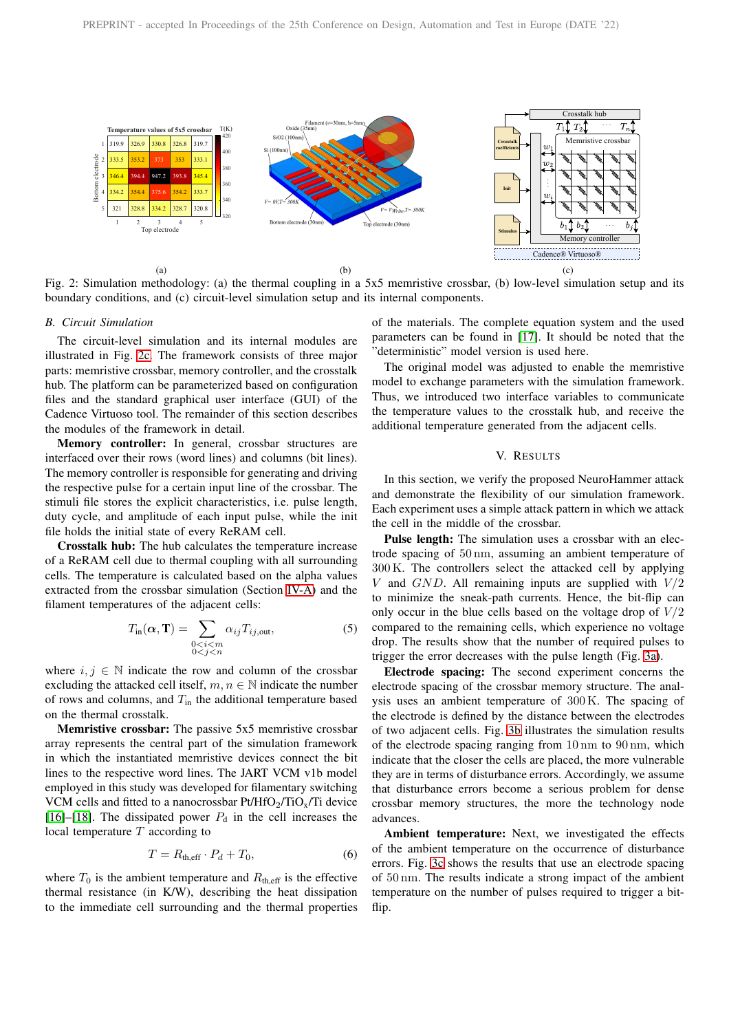Fig. 2: Simulation methodology: (a) the thermal coupling in a 5x5 memristive crossbar, (b) low-level simulation setup and its boundary conditions, and (c) circuit-level simulation setup and its internal components.

### B. Circuit Simulation

The circuit-level simulation and its internal modules are illustrated in Fig. 2c. The framework consists of three major parts: memristive crossbar, memory controller, and the crosstalk hub. The platform can be parameterized based on configuration files and the standard graphical user interface (GUI) of the Cadence Virtuoso tool. The remainder of this section describes the modules of the framework in detail.

**Memory controller:** In general, crossbar structures are interfaced over their rows (word lines) and columns (bit lines). The memory controller is responsible for generating and driving the respective pulse for a certain input line of the crossbar. The stimuli file stores the explicit characteristics, i.e. pulse length, duty cycle, and amplitude of each input pulse, while the init file holds the initial state of every ReRAM cell.

**Crosstalk hub:** The hub calculates the temperature increase of a ReRAM cell due to thermal coupling with all surrounding cells. The temperature is calculated based on the alpha values extracted from the crossbar simulation (Section IV-A) and the filament temperatures of the adjacent cells:

$$T_{\text{in}}(\boldsymbol{\alpha}, \mathbf{T}) = \sum_{\substack{0<i<m \\ 0<j<n}} \alpha_{ij} T_{ij,\text{out}}, \tag{5}$$

where $i, j \in \mathbb{N}$ indicate the row and column of the crossbar excluding the attacked cell itself, $m, n \in \mathbb{N}$ indicate the number of rows and columns, and $T_{\text{in}}$ the additional temperature based on the thermal crosstalk.

**Memristive crossbar:** The passive 5x5 memristive crossbar array represents the central part of the simulation framework in which the instantiated memristive devices connect the bit lines to the respective word lines. The JART VCM v1b model employed in this study was developed for filamentary switching VCM cells and fitted to a nanocrossbar $Pt/HfO_2/TiO_x/Ti$ device [16]–[18]. The dissipated power $P_d$ in the cell increases the local temperature $T$ according to

$$T = R_{\text{th,eff}} \cdot P_d + T_0, \tag{6}$$

where $T_0$ is the ambient temperature and $R_{\text{th,eff}}$ is the effective thermal resistance (in K/W), describing the heat dissipation to the immediate cell surrounding and the thermal properties of the materials. The complete equation system and the used parameters can be found in [17]. It should be noted that the "deterministic" model version is used here.

The original model was adjusted to enable the memristive model to exchange parameters with the simulation framework. Thus, we introduced two interface variables to communicate the temperature values to the crosstalk hub, and receive the additional temperature generated from the adjacent cells.

## V. Results

In this section, we verify the proposed NeuroHammer attack and demonstrate the flexibility of our simulation framework. Each experiment uses a simple attack pattern in which we attack the cell in the middle of the crossbar.

**Pulse length:** The simulation uses a crossbar with an electrode spacing of 50 nm, assuming an ambient temperature of 300 K. The controllers select the attacked cell by applying $V$ and $GND$. All remaining inputs are supplied with $V/2$ to minimize the sneak-path currents. Hence, the bit-flip can only occur in the blue cells based on the voltage drop of $V/2$ compared to the remaining cells, which experience no voltage drop. The results show that the number of required pulses to trigger the error decreases with the pulse length (Fig. 3a).

**Electrode spacing:** The second experiment concerns the electrode spacing of the crossbar memory structure. The analysis uses an ambient temperature of 300 K. The spacing of the electrode is defined by the distance between the electrodes of two adjacent cells. Fig. 3b illustrates the simulation results of the electrode spacing ranging from 10 nm to 90 nm, which indicate that the closer the cells are placed, the more vulnerable they are in terms of disturbance errors. Accordingly, we assume that disturbance errors become a serious problem for dense crossbar memory structures, the more the technology node advances.

**Ambient temperature:** Next, we investigated the effects of the ambient temperature on the occurrence of disturbance errors. Fig. 3c shows the results that use an electrode spacing of 50 nm. The results indicate a strong impact of the ambient temperature on the number of pulses required to trigger a bit-flip.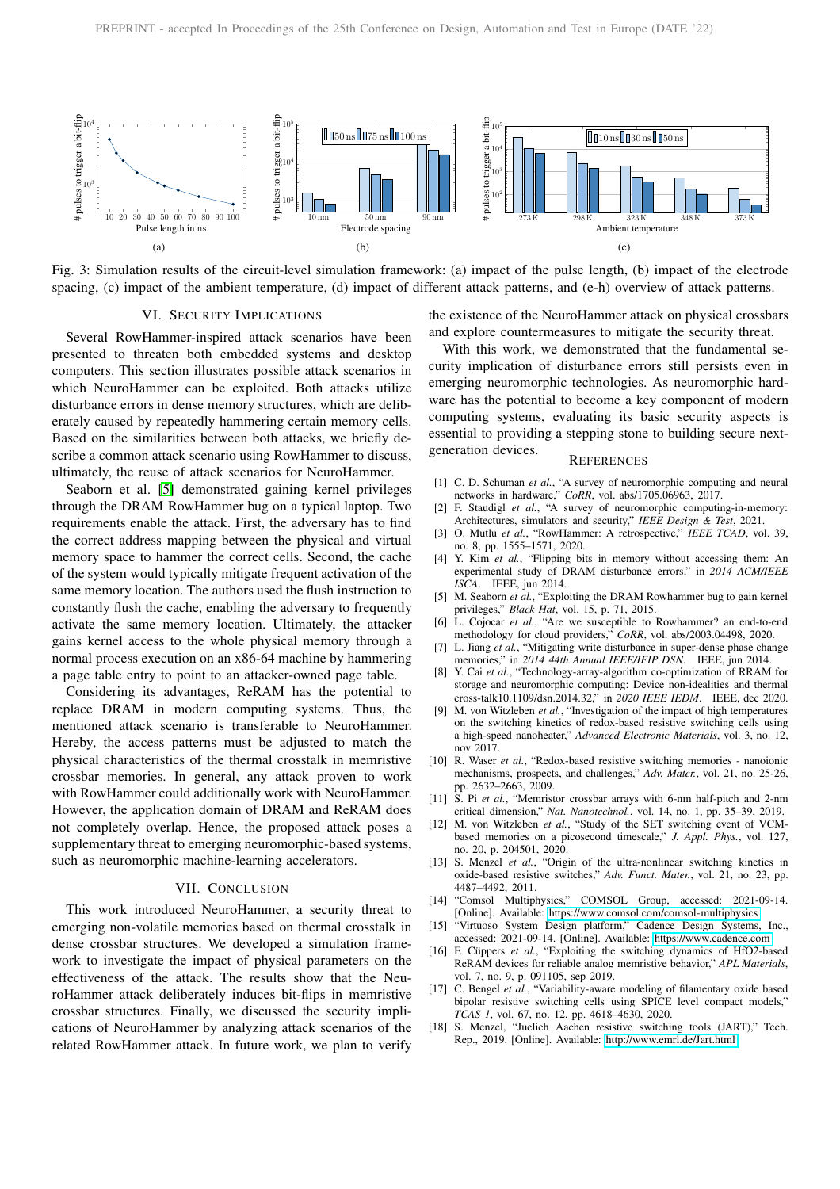\# pulses to trigger a bit-flip

$10^4$

$10^3$

10 20 30 40 50 60 70 80 90 100

Pulse length in ns

(a)

\# pulses to trigger a bit-flip

$10^5$

$10^4$

$10^3$

50 ns 75 ns 100 ns

10 nm 50 nm 90 nm

Electrode spacing

(b)

\# pulses to trigger a bit-flip

$10^5$

$10^4$

$10^3$

$10^2$

10 ns 30 ns 50 ns

273 K 298 K 323 K 348 K 373 K

Ambient temperature

(c)

Fig. 3: Simulation results of the circuit-level simulation framework: (a) impact of the pulse length, (b) impact of the electrode spacing, (c) impact of the ambient temperature, (d) impact of different attack patterns, and (e-h) overview of attack patterns.

## VI. Security Implications

Several RowHammer-inspired attack scenarios have been presented to threaten both embedded systems and desktop computers. This section illustrates possible attack scenarios in which NeuroHammer can be exploited. Both attacks utilize disturbance errors in dense memory structures, which are deliberately caused by repeatedly hammering certain memory cells. Based on the similarities between both attacks, we briefly describe a common attack scenario using RowHammer to discuss, ultimately, the reuse of attack scenarios for NeuroHammer.

Seaborn et al. [5] demonstrated gaining kernel privileges through the DRAM RowHammer bug on a typical laptop. Two requirements enable the attack. First, the adversary has to find the correct address mapping between the physical and virtual memory space to hammer the correct cells. Second, the cache of the system would typically mitigate frequent activation of the same memory location. The authors used the flush instruction to constantly flush the cache, enabling the adversary to frequently activate the same memory location. Ultimately, the attacker gains kernel access to the whole physical memory through a normal process execution on an x86-64 machine by hammering a page table entry to point to an attacker-owned page table.

Considering its advantages, ReRAM has the potential to replace DRAM in modern computing systems. Thus, the mentioned attack scenario is transferable to NeuroHammer. Hereby, the access patterns must be adjusted to match the physical characteristics of the thermal crosstalk in memristive crossbar memories. In general, any attack proven to work with RowHammer could additionally work with NeuroHammer. However, the application domain of DRAM and ReRAM does not completely overlap. Hence, the proposed attack poses a supplementary threat to emerging neuromorphic-based systems, such as neuromorphic machine-learning accelerators.

## VII. Conclusion

This work introduced NeuroHammer, a security threat to emerging non-volatile memories based on thermal crosstalk in dense crossbar structures. We developed a simulation framework to investigate the impact of physical parameters on the effectiveness of the attack. The results show that the NeuroHammer attack deliberately induces bit-flips in memristive crossbar structures. Finally, we discussed the security implications of NeuroHammer by analyzing attack scenarios of the related RowHammer attack. In future work, we plan to verify the existence of the NeuroHammer attack on physical crossbars and explore countermeasures to mitigate the security threat.

With this work, we demonstrated that the fundamental security implication of disturbance errors still persists even in emerging neuromorphic technologies. As neuromorphic hardware has the potential to become a key component of modern computing systems, evaluating its basic security aspects is essential to providing a stepping stone to building secure next-generation devices.

## References

[1] C. D. Schuman *et al.*, "A survey of neuromorphic computing and neural networks in hardware," *CoRR*, vol. abs/1705.06963, 2017.

[2] F. Staudigl *et al.*, "A survey of neuromorphic computing-in-memory: Architectures, simulators and security," *IEEE Design & Test*, 2021.

[3] O. Mutlu *et al.*, "RowHammer: A retrospective," *IEEE TCAD*, vol. 39, no. 8, pp. 1555–1571, 2020.

[4] Y. Kim *et al.*, "Flipping bits in memory without accessing them: An experimental study of DRAM disturbance errors," in *2014 ACM/IEEE ISCA*. IEEE, jun 2014.

[5] M. Seaborn *et al.*, "Exploiting the DRAM Rowhammer bug to gain kernel privileges," *Black Hat*, vol. 15, p. 71, 2015.

[6] L. Cojocar *et al.*, "Are we susceptible to Rowhammer? an end-to-end methodology for cloud providers," *CoRR*, vol. abs/2003.04498, 2020.

[7] L. Jiang *et al.*, "Mitigating write disturbance in super-dense phase change memories," in *2014 44th Annual IEEE/IFIP DSN*. IEEE, jun 2014.

[8] Y. Cai *et al.*, "Technology-array-algorithm co-optimization of RRAM for storage and neuromorphic computing: Device non-idealities and thermal cross-talk10.1109/dsn.2014.32," in *2020 IEEE IEDM*. IEEE, dec 2020.

[9] M. von Witzleben *et al.*, "Investigation of the impact of high temperatures on the switching kinetics of redox-based resistive switching cells using a high-speed nanoheater," *Advanced Electronic Materials*, vol. 3, no. 12, nov 2017.

[10] R. Waser *et al.*, "Redox-based resistive switching memories - nanoionic mechanisms, prospects, and challenges," *Adv. Mater.*, vol. 21, no. 25-26, pp. 2632–2663, 2009.

[11] S. Pi *et al.*, "Memristor crossbar arrays with 6-nm half-pitch and 2-nm critical dimension," *Nat. Nanotechnol.*, vol. 14, no. 1, pp. 35–39, 2019.

[12] M. von Witzleben *et al.*, "Study of the SET switching event of VCM-based memories on a picosecond timescale," *J. Appl. Phys.*, vol. 127, no. 20, p. 204501, 2020.

[13] S. Menzel *et al.*, "Origin of the ultra-nonlinear switching kinetics in oxide-based resistive switches," *Adv. Funct. Mater.*, vol. 21, no. 23, pp. 4487–4492, 2011.

[14] "Comsol Multiphysics," COMSOL Group, accessed: 2021-09-14. [Online]. Available: https://www.comsol.com/comsol-multiphysics

[15] "Virtuoso System Design platform," Cadence Design Systems, Inc., accessed: 2021-09-14. [Online]. Available: https://www.cadence.com

[16] F. Cüppers *et al.*, "Exploiting the switching dynamics of HfO2-based ReRAM devices for reliable analog memristive behavior," *APL Materials*, vol. 7, no. 9, p. 091105, sep 2019.

[17] C. Bengel *et al.*, "Variability-aware modeling of filamentary oxide based bipolar resistive switching cells using SPICE level compact models," *TCAS 1*, vol. 67, no. 12, pp. 4618–4630, 2020.

[18] S. Menzel, "Juelich Aachen resistive switching tools (JART)," Tech. Rep., 2019. [Online]. Available: http://www.emrl.de/Jart.html